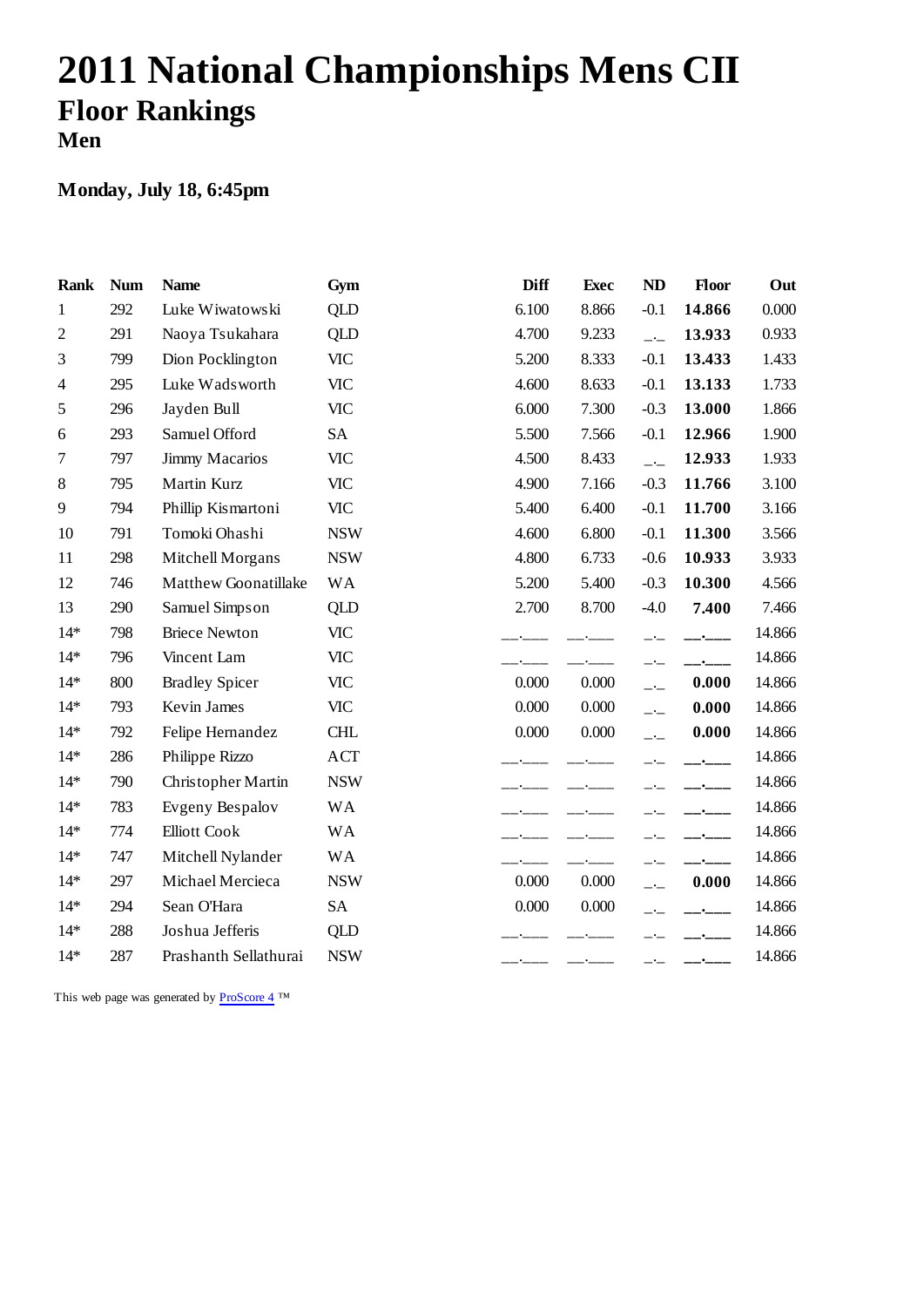# 2011 National Championships Mens CII

## Floor Rankings

### Men

**Monday, July 18, 6:45pm**

| Rank | Num | Name | Gym | Diff | Exec | ND | Floor | Out |
|---|---|---|---|---|---|---|---|---|
| 1 | 292 | Luke Wiwatowski | QLD | 6.100 | 8.866 | -0.1 | **14.866** | 0.000 |
| 2 | 291 | Naoya Tsukahara | QLD | 4.700 | 9.233 | _._ | **13.933** | 0.933 |
| 3 | 799 | Dion Pocklington | VIC | 5.200 | 8.333 | -0.1 | **13.433** | 1.433 |
| 4 | 295 | Luke Wadsworth | VIC | 4.600 | 8.633 | -0.1 | **13.133** | 1.733 |
| 5 | 296 | Jayden Bull | VIC | 6.000 | 7.300 | -0.3 | **13.000** | 1.866 |
| 6 | 293 | Samuel Offord | SA | 5.500 | 7.566 | -0.1 | **12.966** | 1.900 |
| 7 | 797 | Jimmy Macarios | VIC | 4.500 | 8.433 | _._ | **12.933** | 1.933 |
| 8 | 795 | Martin Kurz | VIC | 4.900 | 7.166 | -0.3 | **11.766** | 3.100 |
| 9 | 794 | Phillip Kismartoni | VIC | 5.400 | 6.400 | -0.1 | **11.700** | 3.166 |
| 10 | 791 | Tomoki Ohashi | NSW | 4.600 | 6.800 | -0.1 | **11.300** | 3.566 |
| 11 | 298 | Mitchell Morgans | NSW | 4.800 | 6.733 | -0.6 | **10.933** | 3.933 |
| 12 | 746 | Matthew Goonatillake | WA | 5.200 | 5.400 | -0.3 | **10.300** | 4.566 |
| 13 | 290 | Samuel Simpson | QLD | 2.700 | 8.700 | -4.0 | **7.400** | 7.466 |
| 14* | 798 | Briece Newton | VIC | __.___ | __.___ | _._ | **__.___** | 14.866 |
| 14* | 796 | Vincent Lam | VIC | __.___ | __.___ | _._ | **__.___** | 14.866 |
| 14* | 800 | Bradley Spicer | VIC | 0.000 | 0.000 | _._ | **0.000** | 14.866 |
| 14* | 793 | Kevin James | VIC | 0.000 | 0.000 | _._ | **0.000** | 14.866 |
| 14* | 792 | Felipe Hernandez | CHL | 0.000 | 0.000 | _._ | **0.000** | 14.866 |
| 14* | 286 | Philippe Rizzo | ACT | __.___ | __.___ | _._ | **__.___** | 14.866 |
| 14* | 790 | Christopher Martin | NSW | __.___ | __.___ | _._ | **__.___** | 14.866 |
| 14* | 783 | Evgeny Bespalov | WA | __.___ | __.___ | _._ | **__.___** | 14.866 |
| 14* | 774 | Elliott Cook | WA | __.___ | __.___ | _._ | **__.___** | 14.866 |
| 14* | 747 | Mitchell Nylander | WA | __.___ | __.___ | _._ | **__.___** | 14.866 |
| 14* | 297 | Michael Mercieca | NSW | 0.000 | 0.000 | _._ | **0.000** | 14.866 |
| 14* | 294 | Sean O'Hara | SA | 0.000 | 0.000 | _._ | **__.___** | 14.866 |
| 14* | 288 | Joshua Jefferis | QLD | __.___ | __.___ | _._ | **__.___** | 14.866 |
| 14* | 287 | Prashanth Sellathurai | NSW | __.___ | __.___ | _._ | **__.___** | 14.866 |

This web page was generated by ProScore 4 ™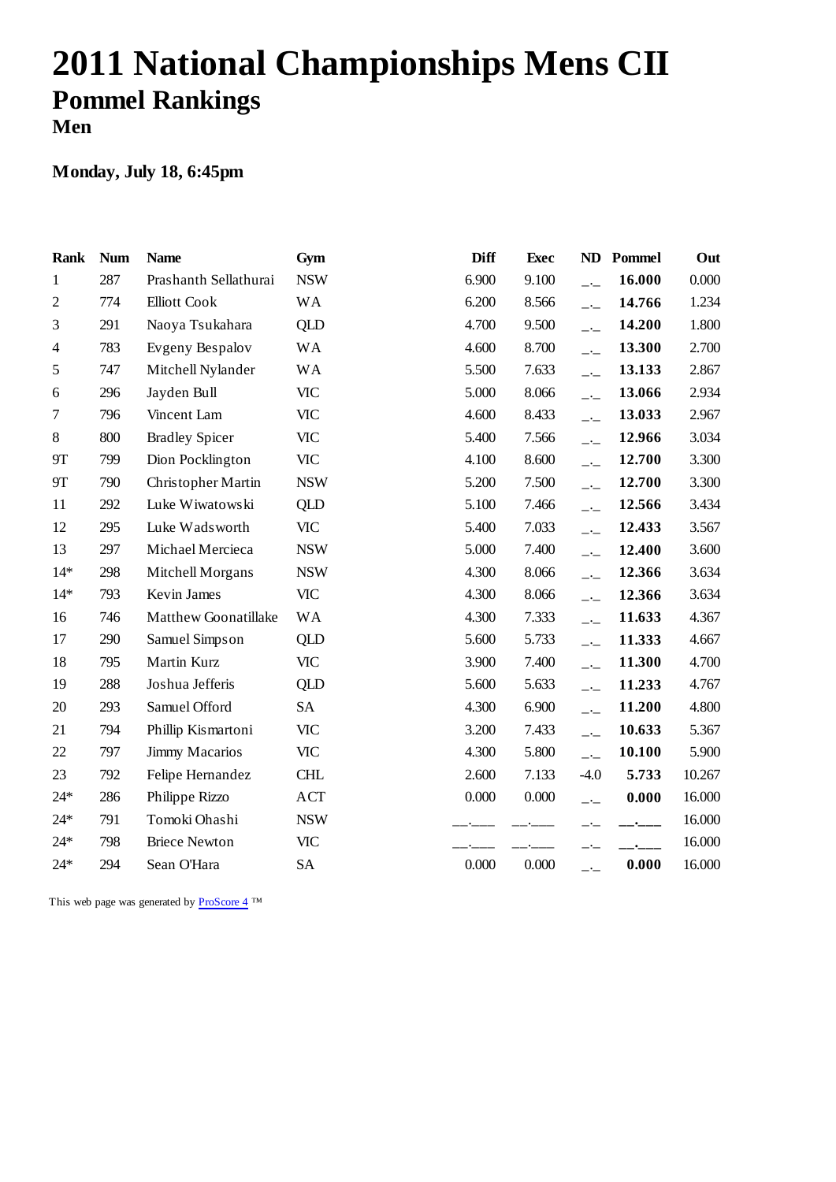# 2011 National Championships Mens CII

## Pommel Rankings

### Men

**Monday, July 18, 6:45pm**

| Rank | Num | Name | Gym | Diff | Exec | ND | Pommel | Out |
|---|---|---|---|---|---|---|---|---|
| 1 | 287 | Prashanth Sellathurai | NSW | 6.900 | 9.100 | _._ | **16.000** | 0.000 |
| 2 | 774 | Elliott Cook | WA | 6.200 | 8.566 | _._ | **14.766** | 1.234 |
| 3 | 291 | Naoya Tsukahara | QLD | 4.700 | 9.500 | _._ | **14.200** | 1.800 |
| 4 | 783 | Evgeny Bespalov | WA | 4.600 | 8.700 | _._ | **13.300** | 2.700 |
| 5 | 747 | Mitchell Nylander | WA | 5.500 | 7.633 | _._ | **13.133** | 2.867 |
| 6 | 296 | Jayden Bull | VIC | 5.000 | 8.066 | _._ | **13.066** | 2.934 |
| 7 | 796 | Vincent Lam | VIC | 4.600 | 8.433 | _._ | **13.033** | 2.967 |
| 8 | 800 | Bradley Spicer | VIC | 5.400 | 7.566 | _._ | **12.966** | 3.034 |
| 9T | 799 | Dion Pocklington | VIC | 4.100 | 8.600 | _._ | **12.700** | 3.300 |
| 9T | 790 | Christopher Martin | NSW | 5.200 | 7.500 | _._ | **12.700** | 3.300 |
| 11 | 292 | Luke Wiwatowski | QLD | 5.100 | 7.466 | _._ | **12.566** | 3.434 |
| 12 | 295 | Luke Wadsworth | VIC | 5.400 | 7.033 | _._ | **12.433** | 3.567 |
| 13 | 297 | Michael Mercieca | NSW | 5.000 | 7.400 | _._ | **12.400** | 3.600 |
| 14* | 298 | Mitchell Morgans | NSW | 4.300 | 8.066 | _._ | **12.366** | 3.634 |
| 14* | 793 | Kevin James | VIC | 4.300 | 8.066 | _._ | **12.366** | 3.634 |
| 16 | 746 | Matthew Goonatillake | WA | 4.300 | 7.333 | _._ | **11.633** | 4.367 |
| 17 | 290 | Samuel Simpson | QLD | 5.600 | 5.733 | _._ | **11.333** | 4.667 |
| 18 | 795 | Martin Kurz | VIC | 3.900 | 7.400 | _._ | **11.300** | 4.700 |
| 19 | 288 | Joshua Jefferis | QLD | 5.600 | 5.633 | _._ | **11.233** | 4.767 |
| 20 | 293 | Samuel Offord | SA | 4.300 | 6.900 | _._ | **11.200** | 4.800 |
| 21 | 794 | Phillip Kismartoni | VIC | 3.200 | 7.433 | _._ | **10.633** | 5.367 |
| 22 | 797 | Jimmy Macarios | VIC | 4.300 | 5.800 | _._ | **10.100** | 5.900 |
| 23 | 792 | Felipe Hernandez | CHL | 2.600 | 7.133 | -4.0 | **5.733** | 10.267 |
| 24* | 286 | Philippe Rizzo | ACT | 0.000 | 0.000 | _._ | **0.000** | 16.000 |
| 24* | 791 | Tomoki Ohashi | NSW | __.___ | __.___ | _._ | **__.___** | 16.000 |
| 24* | 798 | Briece Newton | VIC | __.___ | __.___ | _._ | **__.___** | 16.000 |
| 24* | 294 | Sean O'Hara | SA | 0.000 | 0.000 | _._ | **0.000** | 16.000 |

This web page was generated by ProScore 4 ™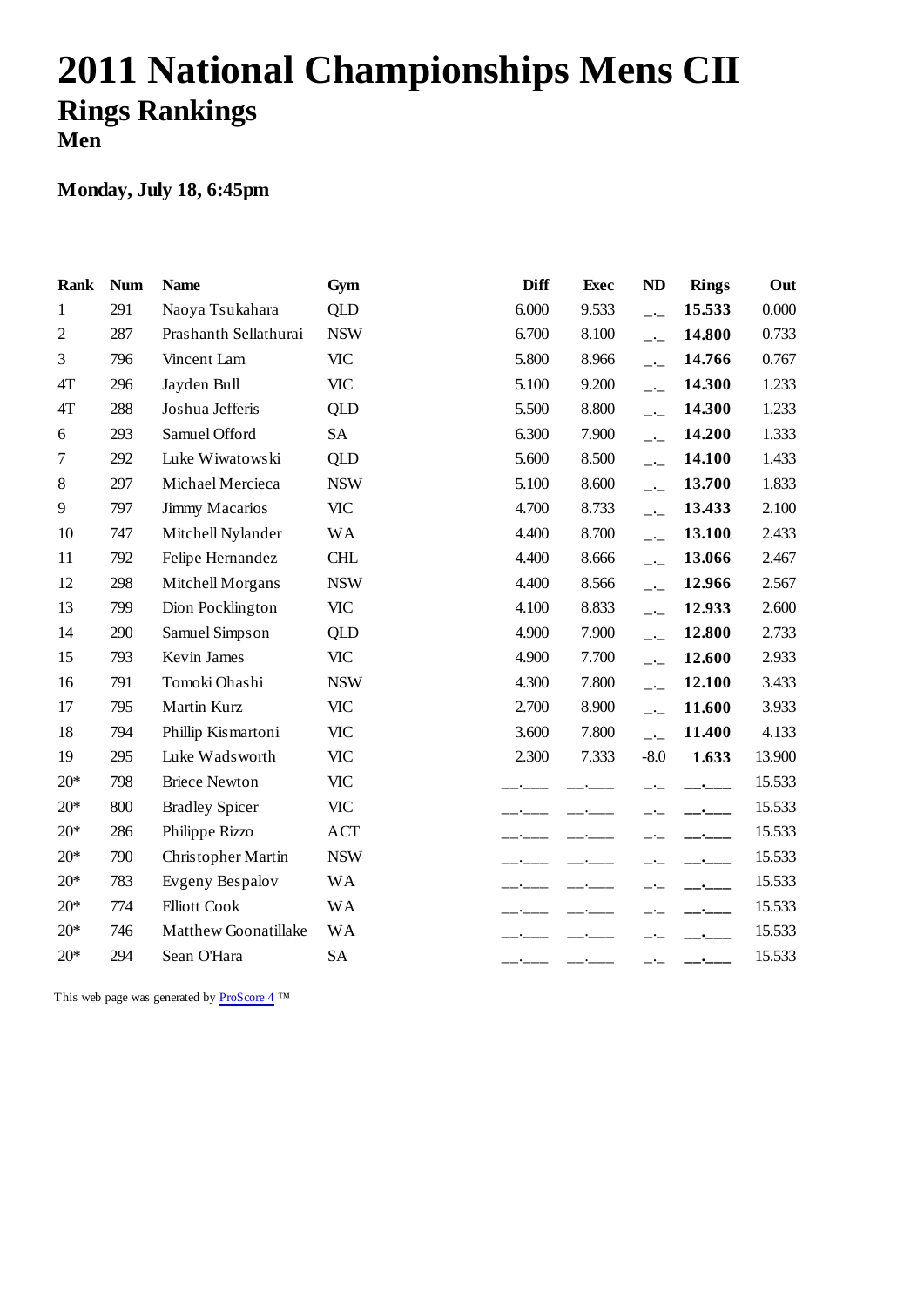# 2011 National Championships Mens CII

## Rings Rankings

### Men

**Monday, July 18, 6:45pm**

| Rank | Num | Name | Gym | Diff | Exec | ND | Rings | Out |
|---|---|---|---|---|---|---|---|---|
| 1 | 291 | Naoya Tsukahara | QLD | 6.000 | 9.533 | _._ | **15.533** | 0.000 |
| 2 | 287 | Prashanth Sellathurai | NSW | 6.700 | 8.100 | _._ | **14.800** | 0.733 |
| 3 | 796 | Vincent Lam | VIC | 5.800 | 8.966 | _._ | **14.766** | 0.767 |
| 4T | 296 | Jayden Bull | VIC | 5.100 | 9.200 | _._ | **14.300** | 1.233 |
| 4T | 288 | Joshua Jefferis | QLD | 5.500 | 8.800 | _._ | **14.300** | 1.233 |
| 6 | 293 | Samuel Offord | SA | 6.300 | 7.900 | _._ | **14.200** | 1.333 |
| 7 | 292 | Luke Wiwatowski | QLD | 5.600 | 8.500 | _._ | **14.100** | 1.433 |
| 8 | 297 | Michael Mercieca | NSW | 5.100 | 8.600 | _._ | **13.700** | 1.833 |
| 9 | 797 | Jimmy Macarios | VIC | 4.700 | 8.733 | _._ | **13.433** | 2.100 |
| 10 | 747 | Mitchell Nylander | WA | 4.400 | 8.700 | _._ | **13.100** | 2.433 |
| 11 | 792 | Felipe Hernandez | CHL | 4.400 | 8.666 | _._ | **13.066** | 2.467 |
| 12 | 298 | Mitchell Morgans | NSW | 4.400 | 8.566 | _._ | **12.966** | 2.567 |
| 13 | 799 | Dion Pocklington | VIC | 4.100 | 8.833 | _._ | **12.933** | 2.600 |
| 14 | 290 | Samuel Simpson | QLD | 4.900 | 7.900 | _._ | **12.800** | 2.733 |
| 15 | 793 | Kevin James | VIC | 4.900 | 7.700 | _._ | **12.600** | 2.933 |
| 16 | 791 | Tomoki Ohashi | NSW | 4.300 | 7.800 | _._ | **12.100** | 3.433 |
| 17 | 795 | Martin Kurz | VIC | 2.700 | 8.900 | _._ | **11.600** | 3.933 |
| 18 | 794 | Phillip Kismartoni | VIC | 3.600 | 7.800 | _._ | **11.400** | 4.133 |
| 19 | 295 | Luke Wadsworth | VIC | 2.300 | 7.333 | -8.0 | **1.633** | 13.900 |
| 20* | 798 | Briece Newton | VIC | __.___ | __.___ | _._ | **__.___** | 15.533 |
| 20* | 800 | Bradley Spicer | VIC | __.___ | __.___ | _._ | **__.___** | 15.533 |
| 20* | 286 | Philippe Rizzo | ACT | __.___ | __.___ | _._ | **__.___** | 15.533 |
| 20* | 790 | Christopher Martin | NSW | __.___ | __.___ | _._ | **__.___** | 15.533 |
| 20* | 783 | Evgeny Bespalov | WA | __.___ | __.___ | _._ | **__.___** | 15.533 |
| 20* | 774 | Elliott Cook | WA | __.___ | __.___ | _._ | **__.___** | 15.533 |
| 20* | 746 | Matthew Goonatillake | WA | __.___ | __.___ | _._ | **__.___** | 15.533 |
| 20* | 294 | Sean O'Hara | SA | __.___ | __.___ | _._ | **__.___** | 15.533 |

This web page was generated by ProScore 4 ™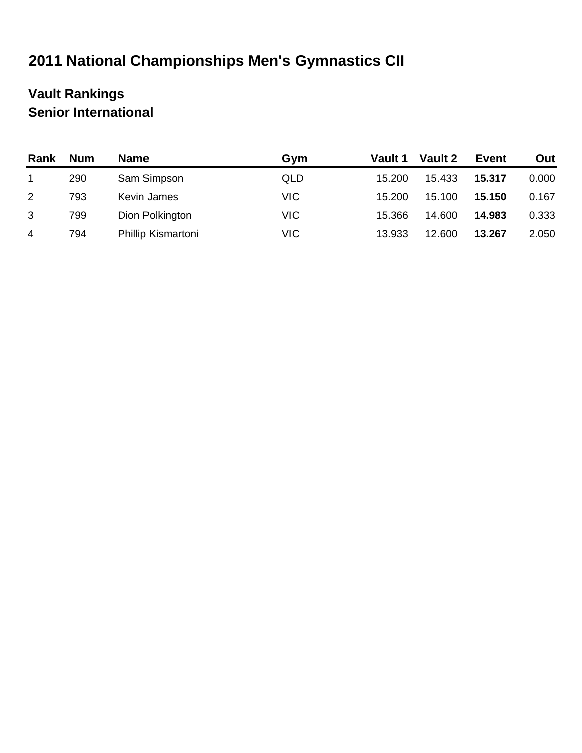# 2011 National Championships Men's Gymnastics CII

## Vault Rankings
## Senior International

| Rank | Num | Name | Gym | Vault 1 | Vault 2 | Event | Out |
|---|---|---|---|---|---|---|---|
| 1 | 290 | Sam Simpson | QLD | 15.200 | 15.433 | **15.317** | 0.000 |
| 2 | 793 | Kevin James | VIC | 15.200 | 15.100 | **15.150** | 0.167 |
| 3 | 799 | Dion Polkington | VIC | 15.366 | 14.600 | **14.983** | 0.333 |
| 4 | 794 | Phillip Kismartoni | VIC | 13.933 | 12.600 | **13.267** | 2.050 |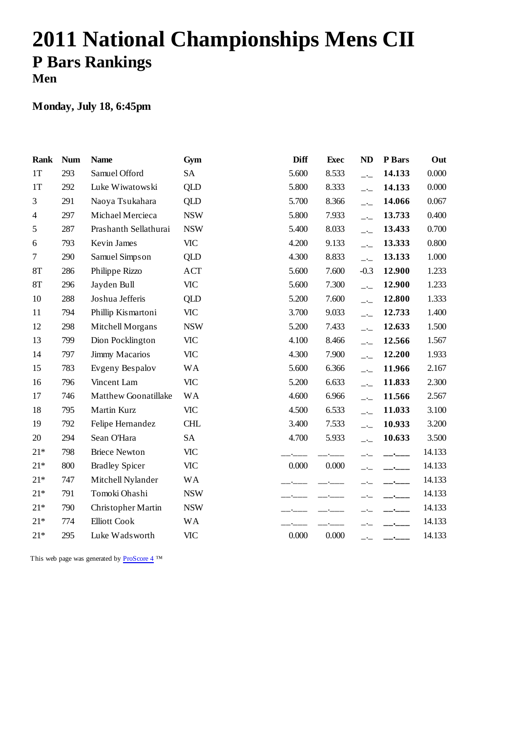# 2011 National Championships Mens CII

## P Bars Rankings

### Men

**Monday, July 18, 6:45pm**

| Rank | Num | Name | Gym | Diff | Exec | ND | P Bars | Out |
|---|---|---|---|---|---|---|---|---|
| 1T | 293 | Samuel Offord | SA | 5.600 | 8.533 | _._ | **14.133** | 0.000 |
| 1T | 292 | Luke Wiwatowski | QLD | 5.800 | 8.333 | _._ | **14.133** | 0.000 |
| 3 | 291 | Naoya Tsukahara | QLD | 5.700 | 8.366 | _._ | **14.066** | 0.067 |
| 4 | 297 | Michael Mercieca | NSW | 5.800 | 7.933 | _._ | **13.733** | 0.400 |
| 5 | 287 | Prashanth Sellathurai | NSW | 5.400 | 8.033 | _._ | **13.433** | 0.700 |
| 6 | 793 | Kevin James | VIC | 4.200 | 9.133 | _._ | **13.333** | 0.800 |
| 7 | 290 | Samuel Simpson | QLD | 4.300 | 8.833 | _._ | **13.133** | 1.000 |
| 8T | 286 | Philippe Rizzo | ACT | 5.600 | 7.600 | -0.3 | **12.900** | 1.233 |
| 8T | 296 | Jayden Bull | VIC | 5.600 | 7.300 | _._ | **12.900** | 1.233 |
| 10 | 288 | Joshua Jefferis | QLD | 5.200 | 7.600 | _._ | **12.800** | 1.333 |
| 11 | 794 | Phillip Kismartoni | VIC | 3.700 | 9.033 | _._ | **12.733** | 1.400 |
| 12 | 298 | Mitchell Morgans | NSW | 5.200 | 7.433 | _._ | **12.633** | 1.500 |
| 13 | 799 | Dion Pocklington | VIC | 4.100 | 8.466 | _._ | **12.566** | 1.567 |
| 14 | 797 | Jimmy Macarios | VIC | 4.300 | 7.900 | _._ | **12.200** | 1.933 |
| 15 | 783 | Evgeny Bespalov | WA | 5.600 | 6.366 | _._ | **11.966** | 2.167 |
| 16 | 796 | Vincent Lam | VIC | 5.200 | 6.633 | _._ | **11.833** | 2.300 |
| 17 | 746 | Matthew Goonatillake | WA | 4.600 | 6.966 | _._ | **11.566** | 2.567 |
| 18 | 795 | Martin Kurz | VIC | 4.500 | 6.533 | _._ | **11.033** | 3.100 |
| 19 | 792 | Felipe Hernandez | CHL | 3.400 | 7.533 | _._ | **10.933** | 3.200 |
| 20 | 294 | Sean O'Hara | SA | 4.700 | 5.933 | _._ | **10.633** | 3.500 |
| 21* | 798 | Briece Newton | VIC | __.___ | __.___ | _._ | **__.___** | 14.133 |
| 21* | 800 | Bradley Spicer | VIC | 0.000 | 0.000 | _._ | **__.___** | 14.133 |
| 21* | 747 | Mitchell Nylander | WA | __.___ | __.___ | _._ | **__.___** | 14.133 |
| 21* | 791 | Tomoki Ohashi | NSW | __.___ | __.___ | _._ | **__.___** | 14.133 |
| 21* | 790 | Christopher Martin | NSW | __.___ | __.___ | _._ | **__.___** | 14.133 |
| 21* | 774 | Elliott Cook | WA | __.___ | __.___ | _._ | **__.___** | 14.133 |
| 21* | 295 | Luke Wadsworth | VIC | 0.000 | 0.000 | _._ | **__.___** | 14.133 |

This web page was generated by ProScore 4 ™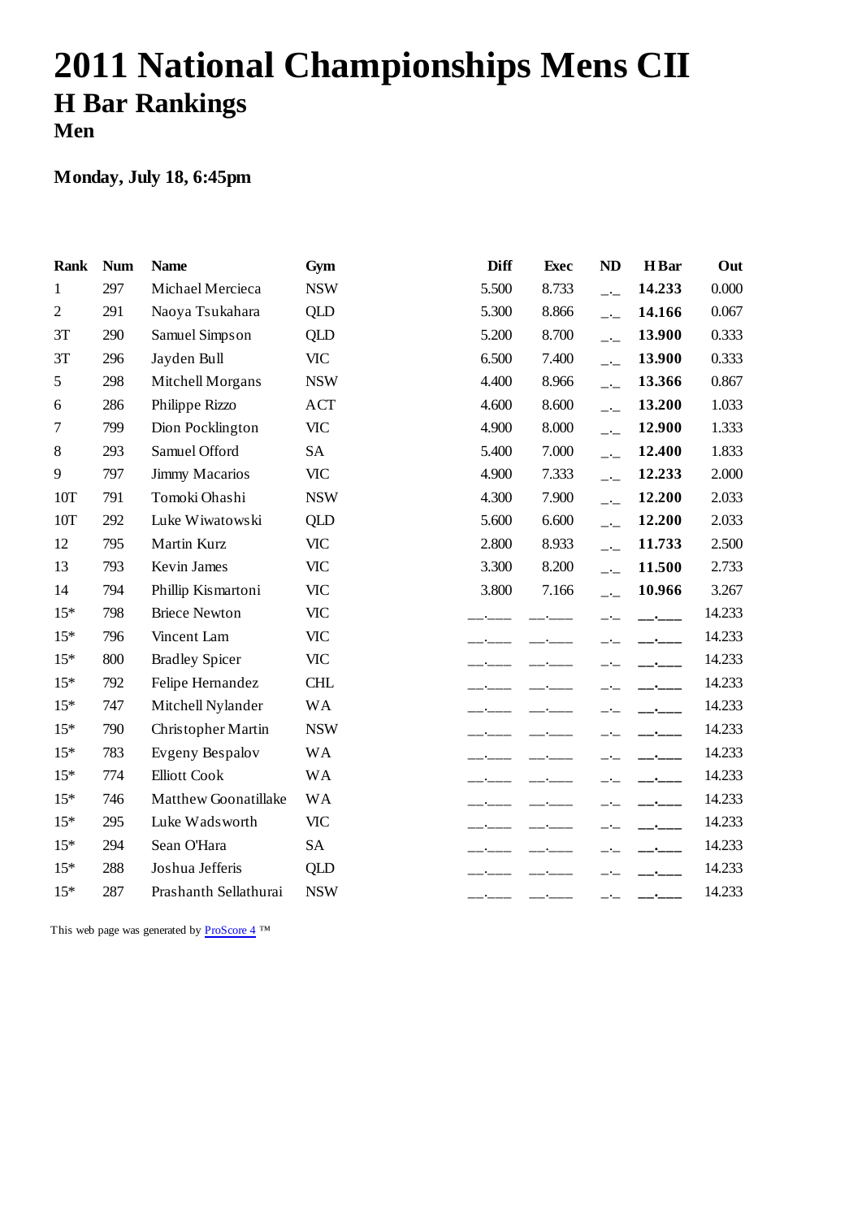# 2011 National Championships Mens CII

## H Bar Rankings

### Men

**Monday, July 18, 6:45pm**

| Rank | Num | Name | Gym | Diff | Exec | ND | H Bar | Out |
|---|---|---|---|---|---|---|---|---|
| 1 | 297 | Michael Mercieca | NSW | 5.500 | 8.733 | _._ | **14.233** | 0.000 |
| 2 | 291 | Naoya Tsukahara | QLD | 5.300 | 8.866 | _._ | **14.166** | 0.067 |
| 3T | 290 | Samuel Simpson | QLD | 5.200 | 8.700 | _._ | **13.900** | 0.333 |
| 3T | 296 | Jayden Bull | VIC | 6.500 | 7.400 | _._ | **13.900** | 0.333 |
| 5 | 298 | Mitchell Morgans | NSW | 4.400 | 8.966 | _._ | **13.366** | 0.867 |
| 6 | 286 | Philippe Rizzo | ACT | 4.600 | 8.600 | _._ | **13.200** | 1.033 |
| 7 | 799 | Dion Pocklington | VIC | 4.900 | 8.000 | _._ | **12.900** | 1.333 |
| 8 | 293 | Samuel Offord | SA | 5.400 | 7.000 | _._ | **12.400** | 1.833 |
| 9 | 797 | Jimmy Macarios | VIC | 4.900 | 7.333 | _._ | **12.233** | 2.000 |
| 10T | 791 | Tomoki Ohashi | NSW | 4.300 | 7.900 | _._ | **12.200** | 2.033 |
| 10T | 292 | Luke Wiwatowski | QLD | 5.600 | 6.600 | _._ | **12.200** | 2.033 |
| 12 | 795 | Martin Kurz | VIC | 2.800 | 8.933 | _._ | **11.733** | 2.500 |
| 13 | 793 | Kevin James | VIC | 3.300 | 8.200 | _._ | **11.500** | 2.733 |
| 14 | 794 | Phillip Kismartoni | VIC | 3.800 | 7.166 | _._ | **10.966** | 3.267 |
| 15* | 798 | Briece Newton | VIC | __.___ | __.___ | _._ | __.___ | 14.233 |
| 15* | 796 | Vincent Lam | VIC | __.___ | __.___ | _._ | __.___ | 14.233 |
| 15* | 800 | Bradley Spicer | VIC | __.___ | __.___ | _._ | __.___ | 14.233 |
| 15* | 792 | Felipe Hernandez | CHL | __.___ | __.___ | _._ | __.___ | 14.233 |
| 15* | 747 | Mitchell Nylander | WA | __.___ | __.___ | _._ | __.___ | 14.233 |
| 15* | 790 | Christopher Martin | NSW | __.___ | __.___ | _._ | __.___ | 14.233 |
| 15* | 783 | Evgeny Bespalov | WA | __.___ | __.___ | _._ | __.___ | 14.233 |
| 15* | 774 | Elliott Cook | WA | __.___ | __.___ | _._ | __.___ | 14.233 |
| 15* | 746 | Matthew Goonatillake | WA | __.___ | __.___ | _._ | __.___ | 14.233 |
| 15* | 295 | Luke Wadsworth | VIC | __.___ | __.___ | _._ | __.___ | 14.233 |
| 15* | 294 | Sean O'Hara | SA | __.___ | __.___ | _._ | __.___ | 14.233 |
| 15* | 288 | Joshua Jefferis | QLD | __.___ | __.___ | _._ | __.___ | 14.233 |
| 15* | 287 | Prashanth Sellathurai | NSW | __.___ | __.___ | _._ | __.___ | 14.233 |

This web page was generated by ProScore 4 ™